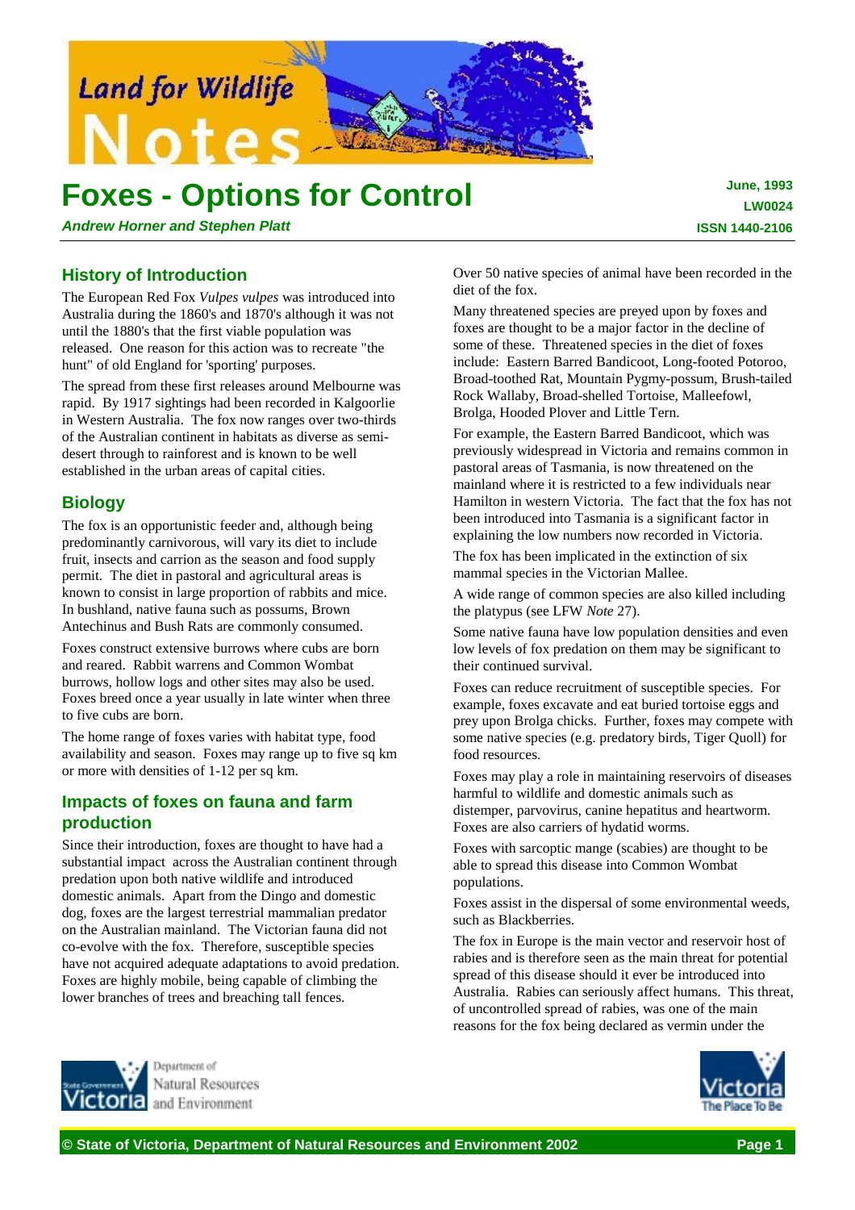# Foxes - Options for Control

***Andrew Horner and Stephen Platt***

**June, 1993**
**LW0024**
**ISSN 1440-2106**

## History of Introduction

The European Red Fox *Vulpes vulpes* was introduced into Australia during the 1860's and 1870's although it was not until the 1880's that the first viable population was released. One reason for this action was to recreate "the hunt" of old England for 'sporting' purposes.

The spread from these first releases around Melbourne was rapid. By 1917 sightings had been recorded in Kalgoorlie in Western Australia. The fox now ranges over two-thirds of the Australian continent in habitats as diverse as semi-desert through to rainforest and is known to be well established in the urban areas of capital cities.

## Biology

The fox is an opportunistic feeder and, although being predominantly carnivorous, will vary its diet to include fruit, insects and carrion as the season and food supply permit. The diet in pastoral and agricultural areas is known to consist in large proportion of rabbits and mice. In bushland, native fauna such as possums, Brown Antechinus and Bush Rats are commonly consumed.

Foxes construct extensive burrows where cubs are born and reared. Rabbit warrens and Common Wombat burrows, hollow logs and other sites may also be used. Foxes breed once a year usually in late winter when three to five cubs are born.

The home range of foxes varies with habitat type, food availability and season. Foxes may range up to five sq km or more with densities of 1-12 per sq km.

## Impacts of foxes on fauna and farm production

Since their introduction, foxes are thought to have had a substantial impact across the Australian continent through predation upon both native wildlife and introduced domestic animals. Apart from the Dingo and domestic dog, foxes are the largest terrestrial mammalian predator on the Australian mainland. The Victorian fauna did not co-evolve with the fox. Therefore, susceptible species have not acquired adequate adaptations to avoid predation. Foxes are highly mobile, being capable of climbing the lower branches of trees and breaching tall fences.

Over 50 native species of animal have been recorded in the diet of the fox.

Many threatened species are preyed upon by foxes and foxes are thought to be a major factor in the decline of some of these. Threatened species in the diet of foxes include: Eastern Barred Bandicoot, Long-footed Potoroo, Broad-toothed Rat, Mountain Pygmy-possum, Brush-tailed Rock Wallaby, Broad-shelled Tortoise, Malleefowl, Brolga, Hooded Plover and Little Tern.

For example, the Eastern Barred Bandicoot, which was previously widespread in Victoria and remains common in pastoral areas of Tasmania, is now threatened on the mainland where it is restricted to a few individuals near Hamilton in western Victoria. The fact that the fox has not been introduced into Tasmania is a significant factor in explaining the low numbers now recorded in Victoria.

The fox has been implicated in the extinction of six mammal species in the Victorian Mallee.

A wide range of common species are also killed including the platypus (see LFW *Note* 27).

Some native fauna have low population densities and even low levels of fox predation on them may be significant to their continued survival.

Foxes can reduce recruitment of susceptible species. For example, foxes excavate and eat buried tortoise eggs and prey upon Brolga chicks. Further, foxes may compete with some native species (e.g. predatory birds, Tiger Quoll) for food resources.

Foxes may play a role in maintaining reservoirs of diseases harmful to wildlife and domestic animals such as distemper, parvovirus, canine hepatitus and heartworm. Foxes are also carriers of hydatid worms.

Foxes with sarcoptic mange (scabies) are thought to be able to spread this disease into Common Wombat populations.

Foxes assist in the dispersal of some environmental weeds, such as Blackberries.

The fox in Europe is the main vector and reservoir host of rabies and is therefore seen as the main threat for potential spread of this disease should it ever be introduced into Australia. Rabies can seriously affect humans. This threat, of uncontrolled spread of rabies, was one of the main reasons for the fox being declared as vermin under the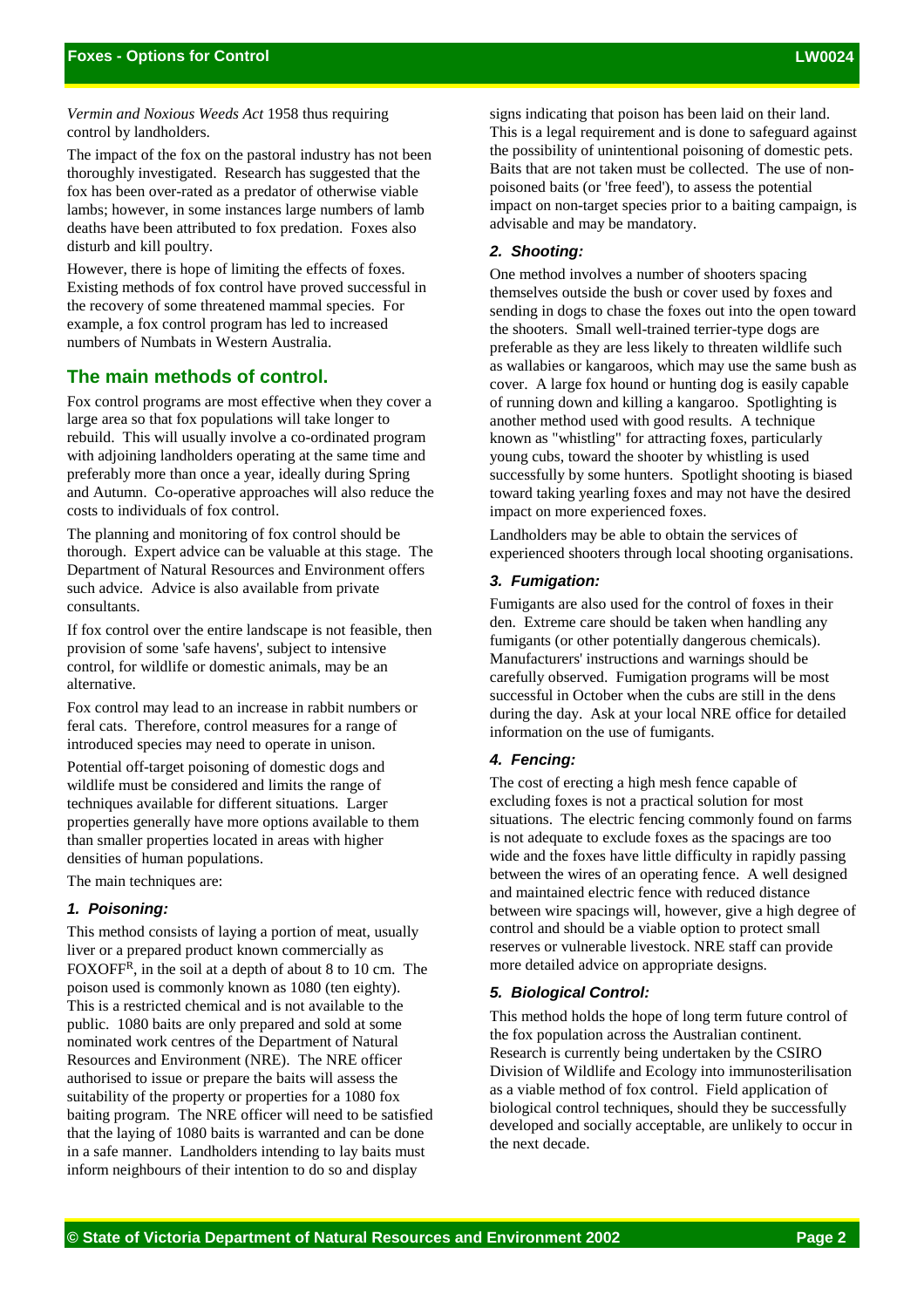*Vermin and Noxious Weeds Act* 1958 thus requiring control by landholders.

The impact of the fox on the pastoral industry has not been thoroughly investigated. Research has suggested that the fox has been over-rated as a predator of otherwise viable lambs; however, in some instances large numbers of lamb deaths have been attributed to fox predation. Foxes also disturb and kill poultry.

However, there is hope of limiting the effects of foxes. Existing methods of fox control have proved successful in the recovery of some threatened mammal species. For example, a fox control program has led to increased numbers of Numbats in Western Australia.

## The main methods of control.

Fox control programs are most effective when they cover a large area so that fox populations will take longer to rebuild. This will usually involve a co-ordinated program with adjoining landholders operating at the same time and preferably more than once a year, ideally during Spring and Autumn. Co-operative approaches will also reduce the costs to individuals of fox control.

The planning and monitoring of fox control should be thorough. Expert advice can be valuable at this stage. The Department of Natural Resources and Environment offers such advice. Advice is also available from private consultants.

If fox control over the entire landscape is not feasible, then provision of some 'safe havens', subject to intensive control, for wildlife or domestic animals, may be an alternative.

Fox control may lead to an increase in rabbit numbers or feral cats. Therefore, control measures for a range of introduced species may need to operate in unison.

Potential off-target poisoning of domestic dogs and wildlife must be considered and limits the range of techniques available for different situations. Larger properties generally have more options available to them than smaller properties located in areas with higher densities of human populations.

The main techniques are:

### *1. Poisoning:*

This method consists of laying a portion of meat, usually liver or a prepared product known commercially as FOXOFF[R], in the soil at a depth of about 8 to 10 cm. The poison used is commonly known as 1080 (ten eighty). This is a restricted chemical and is not available to the public. 1080 baits are only prepared and sold at some nominated work centres of the Department of Natural Resources and Environment (NRE). The NRE officer authorised to issue or prepare the baits will assess the suitability of the property or properties for a 1080 fox baiting program. The NRE officer will need to be satisfied that the laying of 1080 baits is warranted and can be done in a safe manner. Landholders intending to lay baits must inform neighbours of their intention to do so and display signs indicating that poison has been laid on their land. This is a legal requirement and is done to safeguard against the possibility of unintentional poisoning of domestic pets. Baits that are not taken must be collected. The use of non-poisoned baits (or 'free feed'), to assess the potential impact on non-target species prior to a baiting campaign, is advisable and may be mandatory.

### *2. Shooting:*

One method involves a number of shooters spacing themselves outside the bush or cover used by foxes and sending in dogs to chase the foxes out into the open toward the shooters. Small well-trained terrier-type dogs are preferable as they are less likely to threaten wildlife such as wallabies or kangaroos, which may use the same bush as cover. A large fox hound or hunting dog is easily capable of running down and killing a kangaroo. Spotlighting is another method used with good results. A technique known as "whistling" for attracting foxes, particularly young cubs, toward the shooter by whistling is used successfully by some hunters. Spotlight shooting is biased toward taking yearling foxes and may not have the desired impact on more experienced foxes.

Landholders may be able to obtain the services of experienced shooters through local shooting organisations.

### *3. Fumigation:*

Fumigants are also used for the control of foxes in their den. Extreme care should be taken when handling any fumigants (or other potentially dangerous chemicals). Manufacturers' instructions and warnings should be carefully observed. Fumigation programs will be most successful in October when the cubs are still in the dens during the day. Ask at your local NRE office for detailed information on the use of fumigants.

### *4. Fencing:*

The cost of erecting a high mesh fence capable of excluding foxes is not a practical solution for most situations. The electric fencing commonly found on farms is not adequate to exclude foxes as the spacings are too wide and the foxes have little difficulty in rapidly passing between the wires of an operating fence. A well designed and maintained electric fence with reduced distance between wire spacings will, however, give a high degree of control and should be a viable option to protect small reserves or vulnerable livestock. NRE staff can provide more detailed advice on appropriate designs.

### *5. Biological Control:*

This method holds the hope of long term future control of the fox population across the Australian continent. Research is currently being undertaken by the CSIRO Division of Wildlife and Ecology into immunosterilisation as a viable method of fox control. Field application of biological control techniques, should they be successfully developed and socially acceptable, are unlikely to occur in the next decade.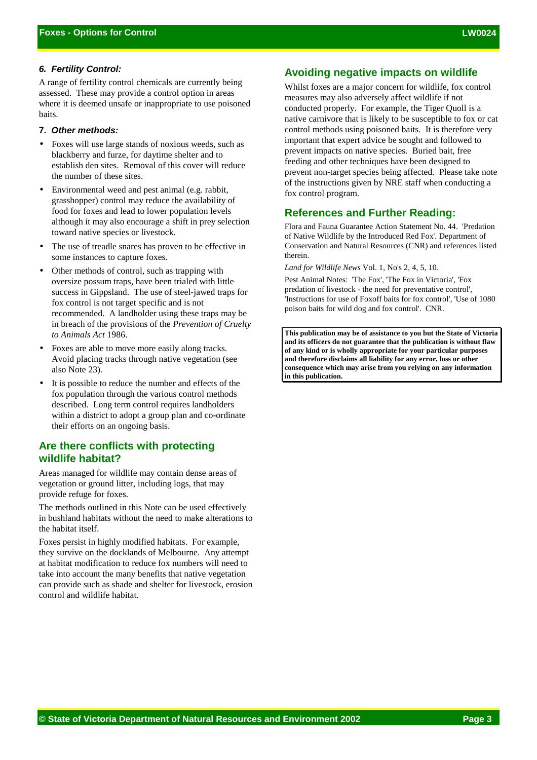#### *6. Fertility Control:*

A range of fertility control chemicals are currently being assessed. These may provide a control option in areas where it is deemed unsafe or inappropriate to use poisoned baits.

#### **7. *Other methods:***

- Foxes will use large stands of noxious weeds, such as blackberry and furze, for daytime shelter and to establish den sites. Removal of this cover will reduce the number of these sites.
- Environmental weed and pest animal (e.g. rabbit, grasshopper) control may reduce the availability of food for foxes and lead to lower population levels although it may also encourage a shift in prey selection toward native species or livestock.
- The use of treadle snares has proven to be effective in some instances to capture foxes.
- Other methods of control, such as trapping with oversize possum traps, have been trialed with little success in Gippsland. The use of steel-jawed traps for fox control is not target specific and is not recommended. A landholder using these traps may be in breach of the provisions of the *Prevention of Cruelty to Animals Act* 1986.
- Foxes are able to move more easily along tracks. Avoid placing tracks through native vegetation (see also Note 23).
- It is possible to reduce the number and effects of the fox population through the various control methods described. Long term control requires landholders within a district to adopt a group plan and co-ordinate their efforts on an ongoing basis.

## Are there conflicts with protecting wildlife habitat?

Areas managed for wildlife may contain dense areas of vegetation or ground litter, including logs, that may provide refuge for foxes.

The methods outlined in this Note can be used effectively in bushland habitats without the need to make alterations to the habitat itself.

Foxes persist in highly modified habitats. For example, they survive on the docklands of Melbourne. Any attempt at habitat modification to reduce fox numbers will need to take into account the many benefits that native vegetation can provide such as shade and shelter for livestock, erosion control and wildlife habitat.

## Avoiding negative impacts on wildlife

Whilst foxes are a major concern for wildlife, fox control measures may also adversely affect wildlife if not conducted properly. For example, the Tiger Quoll is a native carnivore that is likely to be susceptible to fox or cat control methods using poisoned baits. It is therefore very important that expert advice be sought and followed to prevent impacts on native species. Buried bait, free feeding and other techniques have been designed to prevent non-target species being affected. Please take note of the instructions given by NRE staff when conducting a fox control program.

## References and Further Reading:

Flora and Fauna Guarantee Action Statement No. 44. 'Predation of Native Wildlife by the Introduced Red Fox'. Department of Conservation and Natural Resources (CNR) and references listed therein.

*Land for Wildlife News* Vol. 1, No's 2, 4, 5, 10.

Pest Animal Notes: 'The Fox', 'The Fox in Victoria', 'Fox predation of livestock - the need for preventative control', 'Instructions for use of Foxoff baits for fox control', 'Use of 1080 poison baits for wild dog and fox control'. CNR.

**This publication may be of assistance to you but the State of Victoria and its officers do not guarantee that the publication is without flaw of any kind or is wholly appropriate for your particular purposes and therefore disclaims all liability for any error, loss or other consequence which may arise from you relying on any information in this publication.**